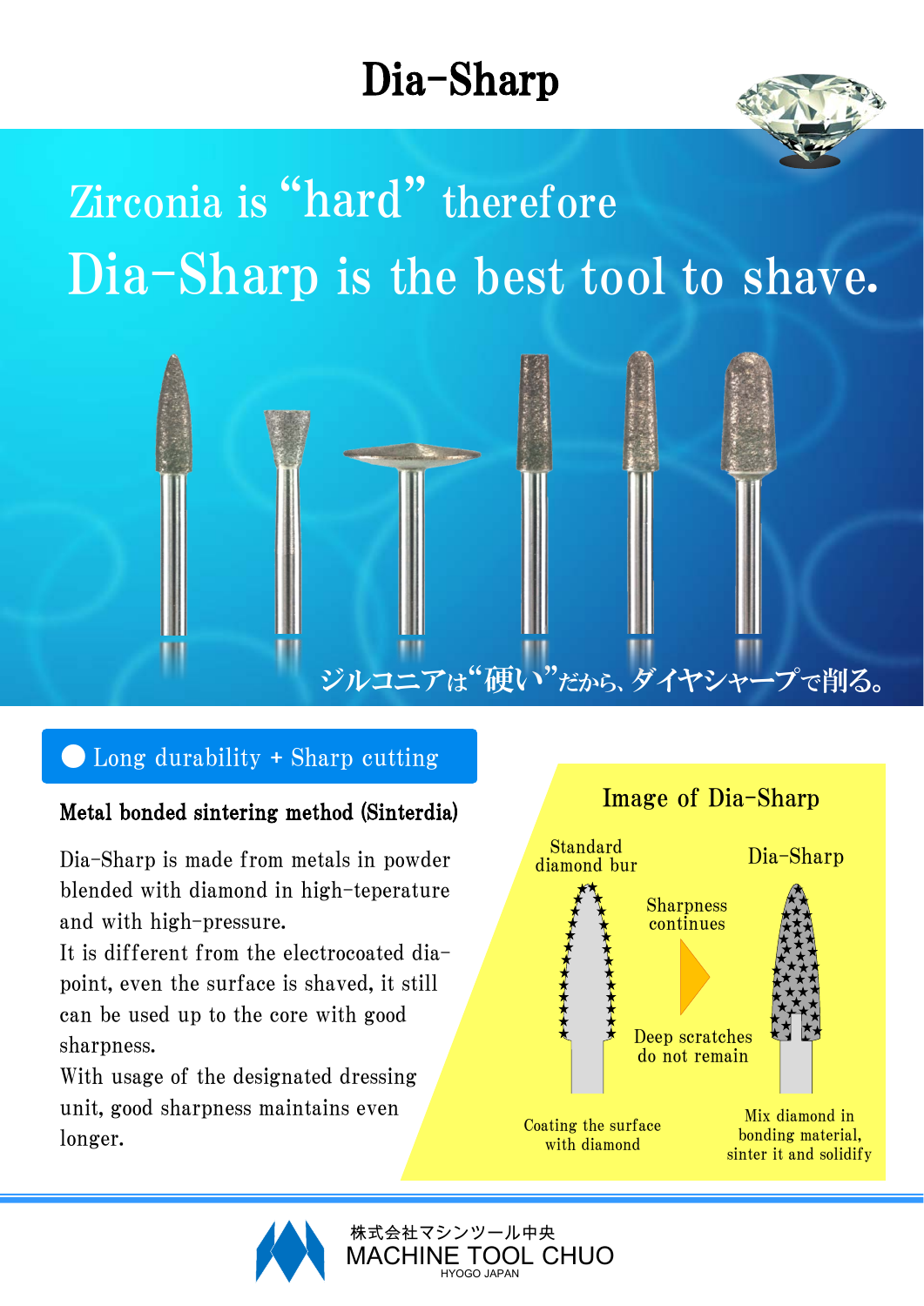# Dia-Sharp

## Zirconia is "hard" therefore
## Dia-Sharp is the best tool to shave.

ジルコニアは"硬い"だから、ダイヤシャープで削る。

### ● Long durability + Sharp cutting

**Metal bonded sintering method (Sinterdia)**

Dia-Sharp is made from metals in powder blended with diamond in high-teperature and with high-pressure.
It is different from the electrocoated dia-point, even the surface is shaved, it still can be used up to the core with good sharpness.
With usage of the designated dressing unit, good sharpness maintains even longer.

**Image of Dia-Sharp**

Standard diamond bur — Coating the surface with diamond

Sharpness continues

Deep scratches do not remain

Dia-Sharp — Mix diamond in bonding material, sinter it and solidify

株式会社マシンツール中央
MACHINE TOOL CHUO
HYOGO JAPAN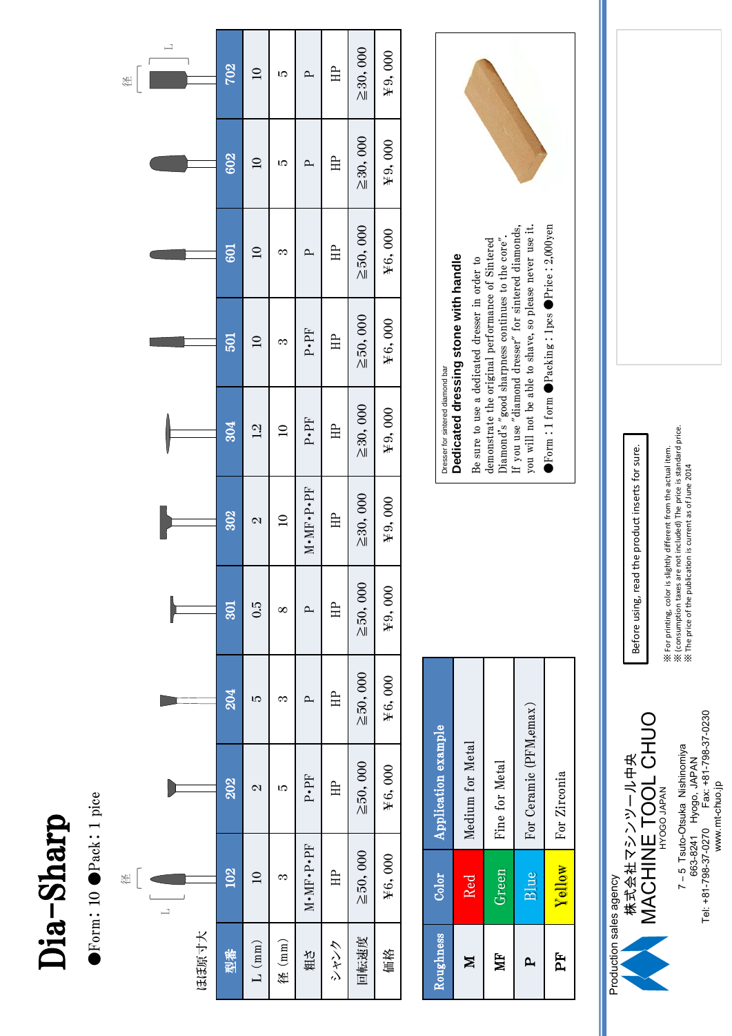# Dia-Sharp

●Form：10 ●Pack：1 pice

ほぼ原寸大

径

L

| 型番 | 102 | 202 | 204 | 301 | 302 | 304 | 501 | 601 | 602 | 702 |
|---|---|---|---|---|---|---|---|---|---|---|
| L（mm） | 10 | 2 | 5 | 0.5 | 2 | 1.2 | 10 | 10 | 10 | 10 |
| 径（mm） | 3 | 5 | 3 | 8 | 10 | 10 | 3 | 3 | 5 | 5 |
| 粗さ | M•MF•P•PF | P•PF | P | P | M•MF•P•PF | P•PF | P•PF | P | P | P |
| シャンク | HP | HP | HP | HP | HP | HP | HP | HP | HP | HP |
| 回転速度 | ≧50, 000 | ≧50, 000 | ≧50, 000 | ≧50, 000 | ≧30, 000 | ≧30, 000 | ≧50, 000 | ≧50, 000 | ≧30, 000 | ≧30, 000 |
| 価格 | ¥6, 000 | ¥6, 000 | ¥6, 000 | ¥9, 000 | ¥9, 000 | ¥9, 000 | ¥6, 000 | ¥6, 000 | ¥9, 000 | ¥9, 000 |

| Roughness | Color | Application example |
|---|---|---|
| M | Red | Medium for Metal |
| MF | Green | Fine for Metal |
| P | Blue | For Ceramic (PFM,emax) |
| PF | Yellow | For Zirconia |

Dresser for sintered diamond bar

**Dedicated dressing stone with handle**

Be sure to use a dedicated dresser in order to demonstrate the original performance of Sintered Diamond's "good sharpness continues to the core". If you use "diamond dresser" for sintered diamonds, you will not be able to shave, so please never use it.

●Form : 1 form ●Packing : 1pcs ●Price : 2,000yen

Before using, read the product inserts for sure.

※ For printing, color is slightly different from the actual item.
※ (consumption taxes are not included) The price is standard price.
※ The price of the publication is current as of June 2014

Production sales agency

株式会社マシンツール中央
MACHINE TOOL CHUO
HYOGO JAPAN

7－5 Tsuto-Otsuka Nishinomiya
663-8241 Hyogo, JAPAN
Tel: +81-798-37-0270 Fax: +81-798-37-0230
www.mt-chuo.jp